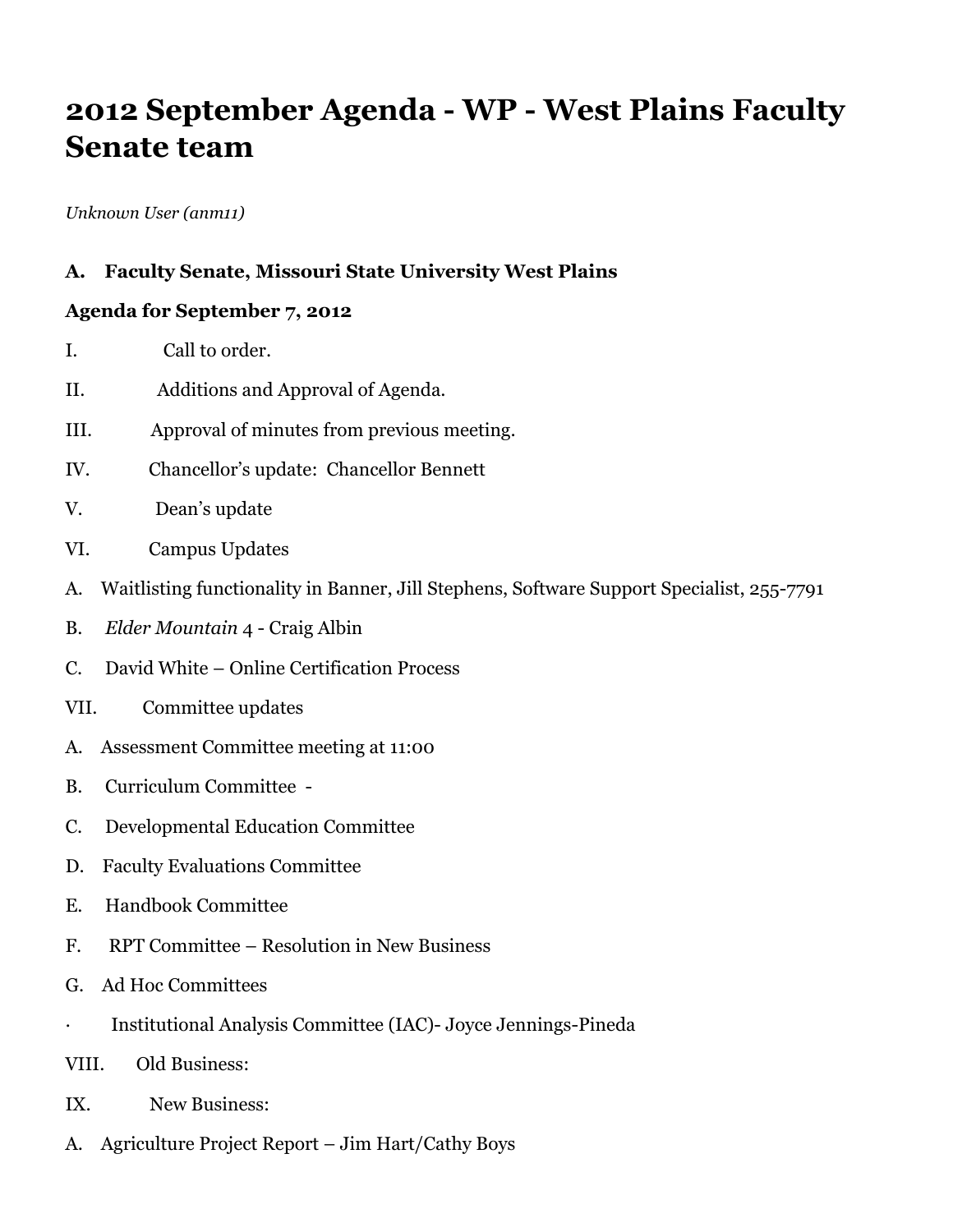# 2012 September Agenda - WP - West Plains Faculty Senate team

*Unknown User (anm11)*

**A. Faculty Senate, Missouri State University West Plains**

**Agenda for September 7, 2012**

I. Call to order.

II. Additions and Approval of Agenda.

III. Approval of minutes from previous meeting.

IV. Chancellor's update: Chancellor Bennett

V. Dean's update

VI. Campus Updates

A. Waitlisting functionality in Banner, Jill Stephens, Software Support Specialist, 255-7791

B. *Elder Mountain* 4 - Craig Albin

C. David White – Online Certification Process

VII. Committee updates

A. Assessment Committee meeting at 11:00

B. Curriculum Committee -

C. Developmental Education Committee

D. Faculty Evaluations Committee

E. Handbook Committee

F. RPT Committee – Resolution in New Business

G. Ad Hoc Committees

· Institutional Analysis Committee (IAC)- Joyce Jennings-Pineda

VIII. Old Business:

IX. New Business:

A. Agriculture Project Report – Jim Hart/Cathy Boys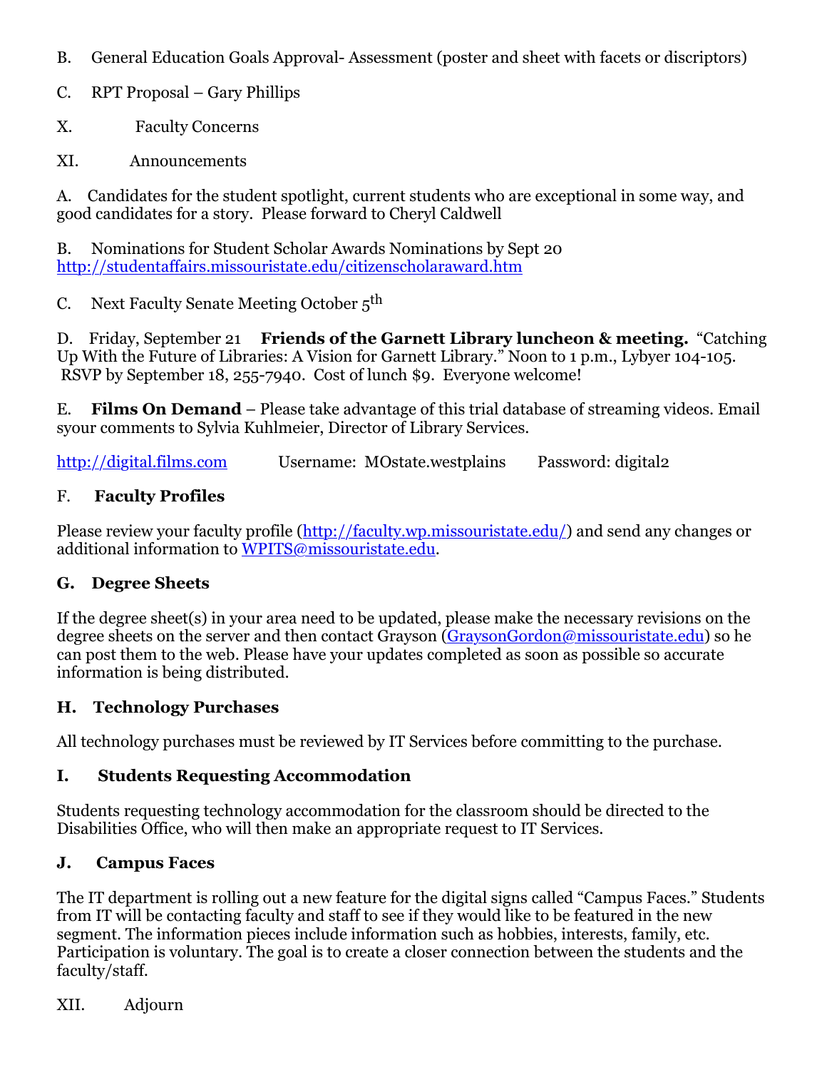B. General Education Goals Approval- Assessment (poster and sheet with facets or discriptors)

C. RPT Proposal – Gary Phillips

X. Faculty Concerns

XI. Announcements

A. Candidates for the student spotlight, current students who are exceptional in some way, and good candidates for a story. Please forward to Cheryl Caldwell

B. Nominations for Student Scholar Awards Nominations by Sept 20 http://studentaffairs.missouristate.edu/citizenscholaraward.htm

C. Next Faculty Senate Meeting October 5th

D. Friday, September 21 **Friends of the Garnett Library luncheon & meeting.** "Catching Up With the Future of Libraries: A Vision for Garnett Library." Noon to 1 p.m., Lybyer 104-105. RSVP by September 18, 255-7940. Cost of lunch $9. Everyone welcome!

E. **Films On Demand** – Please take advantage of this trial database of streaming videos. Email syour comments to Sylvia Kuhlmeier, Director of Library Services.

http://digital.films.com Username: MOstate.westplains Password: digital2

F. **Faculty Profiles**

Please review your faculty profile (http://faculty.wp.missouristate.edu/) and send any changes or additional information to WPITS@missouristate.edu.

**G. Degree Sheets**

If the degree sheet(s) in your area need to be updated, please make the necessary revisions on the degree sheets on the server and then contact Grayson (GraysonGordon@missouristate.edu) so he can post them to the web. Please have your updates completed as soon as possible so accurate information is being distributed.

**H. Technology Purchases**

All technology purchases must be reviewed by IT Services before committing to the purchase.

**I. Students Requesting Accommodation**

Students requesting technology accommodation for the classroom should be directed to the Disabilities Office, who will then make an appropriate request to IT Services.

**J. Campus Faces**

The IT department is rolling out a new feature for the digital signs called "Campus Faces." Students from IT will be contacting faculty and staff to see if they would like to be featured in the new segment. The information pieces include information such as hobbies, interests, family, etc. Participation is voluntary. The goal is to create a closer connection between the students and the faculty/staff.

XII. Adjourn